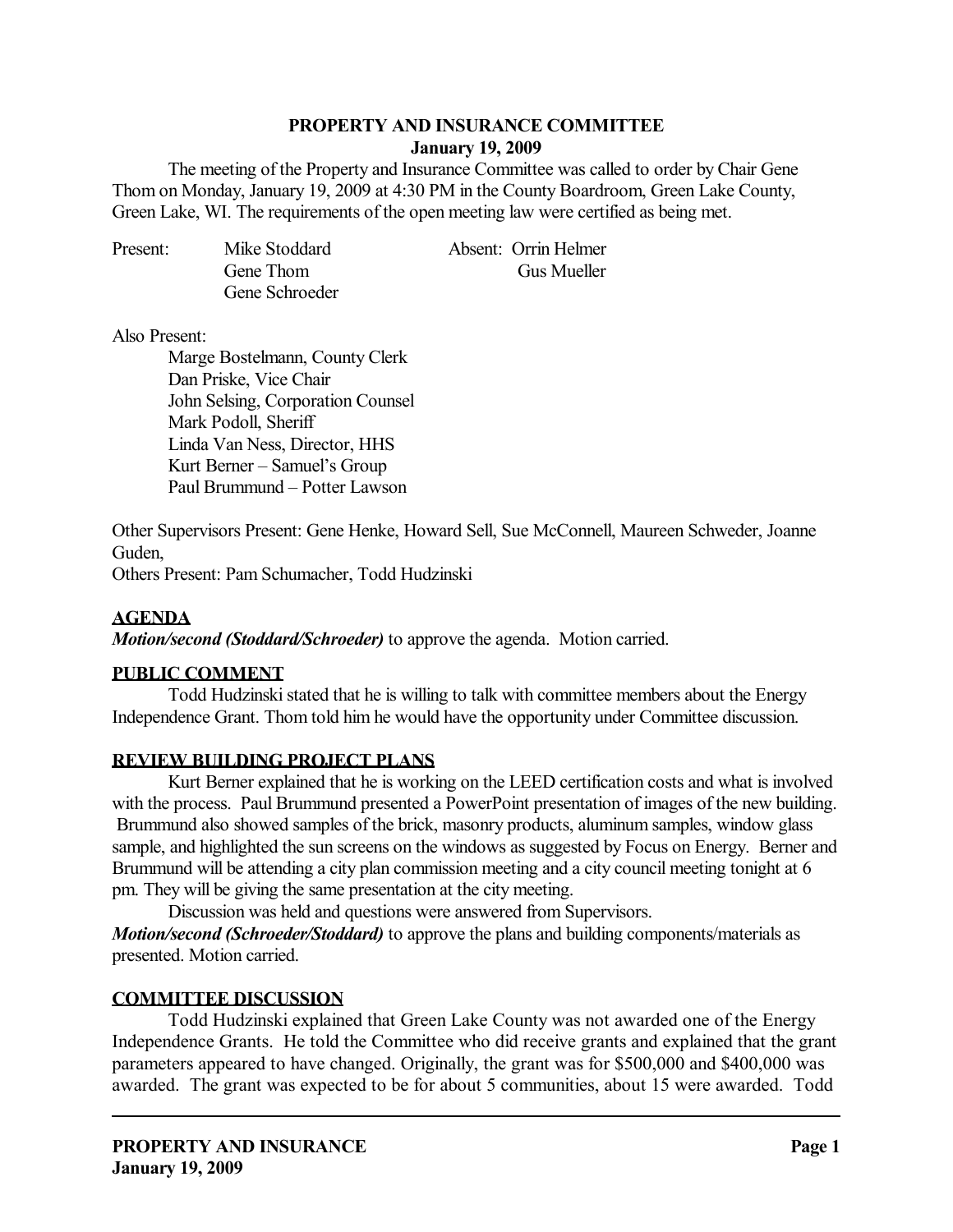# PROPERTY AND INSURANCE COMMITTEE
## January 19, 2009

The meeting of the Property and Insurance Committee was called to order by Chair Gene Thom on Monday, January 19, 2009 at 4:30 PM in the County Boardroom, Green Lake County, Green Lake, WI. The requirements of the open meeting law were certified as being met.

| Present: | | Absent: |
|---|---|---|
| | Mike Stoddard | Orrin Helmer |
| | Gene Thom | Gus Mueller |
| | Gene Schroeder | |

Also Present:

Marge Bostelmann, County Clerk
Dan Priske, Vice Chair
John Selsing, Corporation Counsel
Mark Podoll, Sheriff
Linda Van Ness, Director, HHS
Kurt Berner – Samuel's Group
Paul Brummund – Potter Lawson

Other Supervisors Present: Gene Henke, Howard Sell, Sue McConnell, Maureen Schweder, Joanne Guden,
Others Present: Pam Schumacher, Todd Hudzinski

**AGENDA**

***Motion/second (Stoddard/Schroeder)*** to approve the agenda. Motion carried.

**PUBLIC COMMENT**

Todd Hudzinski stated that he is willing to talk with committee members about the Energy Independence Grant. Thom told him he would have the opportunity under Committee discussion.

**REVIEW BUILDING PROJECT PLANS**

Kurt Berner explained that he is working on the LEED certification costs and what is involved with the process. Paul Brummund presented a PowerPoint presentation of images of the new building. Brummund also showed samples of the brick, masonry products, aluminum samples, window glass sample, and highlighted the sun screens on the windows as suggested by Focus on Energy. Berner and Brummund will be attending a city plan commission meeting and a city council meeting tonight at 6 pm. They will be giving the same presentation at the city meeting.

Discussion was held and questions were answered from Supervisors.

***Motion/second (Schroeder/Stoddard)*** to approve the plans and building components/materials as presented. Motion carried.

**COMMITTEE DISCUSSION**

Todd Hudzinski explained that Green Lake County was not awarded one of the Energy Independence Grants. He told the Committee who did receive grants and explained that the grant parameters appeared to have changed. Originally, the grant was for $500,000 and $400,000 was awarded. The grant was expected to be for about 5 communities, about 15 were awarded. Todd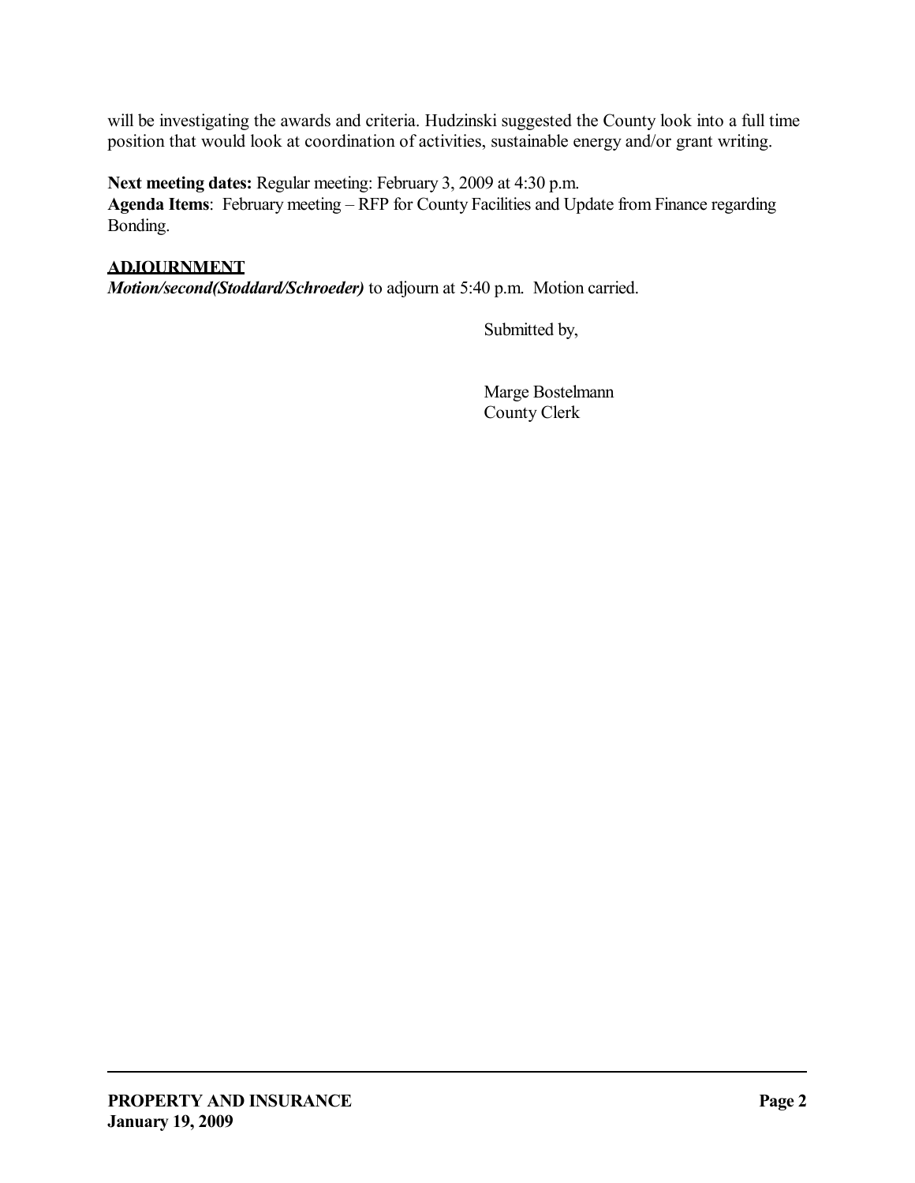will be investigating the awards and criteria. Hudzinski suggested the County look into a full time position that would look at coordination of activities, sustainable energy and/or grant writing.

**Next meeting dates:** Regular meeting: February 3, 2009 at 4:30 p.m.
**Agenda Items**: February meeting – RFP for County Facilities and Update from Finance regarding Bonding.

## ADJOURNMENT

***Motion/second(Stoddard/Schroeder)*** to adjourn at 5:40 p.m. Motion carried.

Submitted by,

Marge Bostelmann
County Clerk